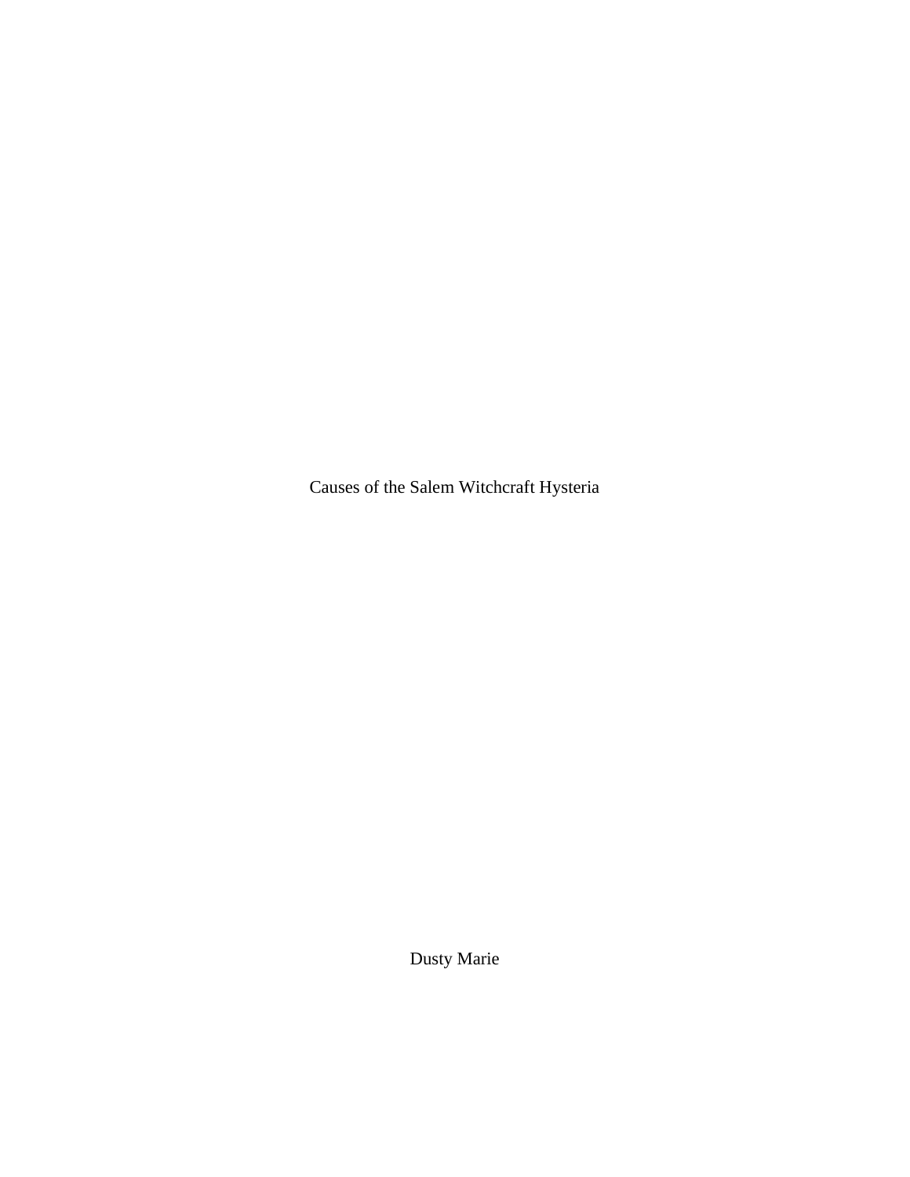# Causes of the Salem Witchcraft Hysteria

Dusty Marie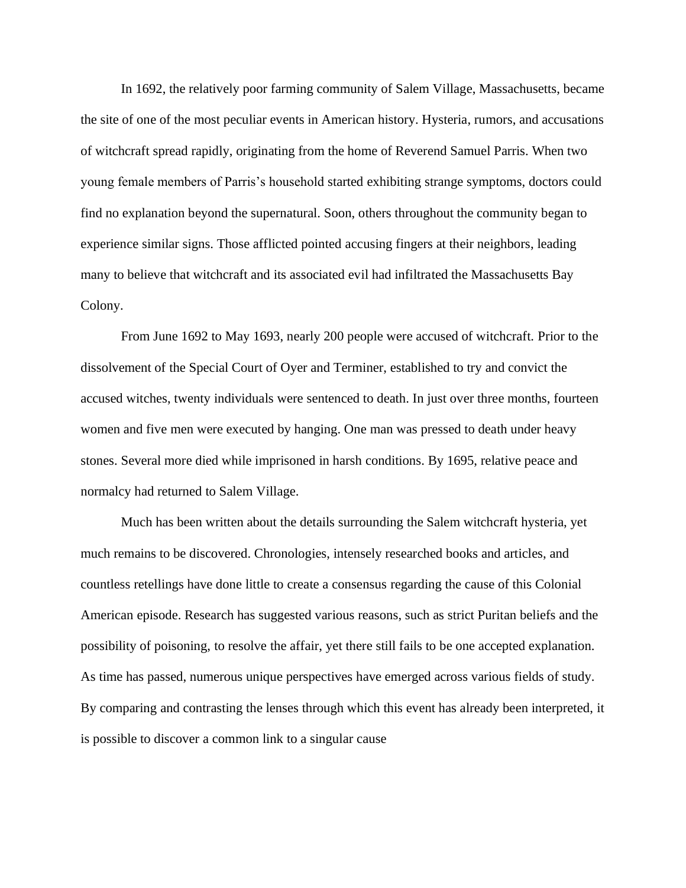In 1692, the relatively poor farming community of Salem Village, Massachusetts, became the site of one of the most peculiar events in American history. Hysteria, rumors, and accusations of witchcraft spread rapidly, originating from the home of Reverend Samuel Parris. When two young female members of Parris's household started exhibiting strange symptoms, doctors could find no explanation beyond the supernatural. Soon, others throughout the community began to experience similar signs. Those afflicted pointed accusing fingers at their neighbors, leading many to believe that witchcraft and its associated evil had infiltrated the Massachusetts Bay Colony.

From June 1692 to May 1693, nearly 200 people were accused of witchcraft. Prior to the dissolvement of the Special Court of Oyer and Terminer, established to try and convict the accused witches, twenty individuals were sentenced to death. In just over three months, fourteen women and five men were executed by hanging. One man was pressed to death under heavy stones. Several more died while imprisoned in harsh conditions. By 1695, relative peace and normalcy had returned to Salem Village.

Much has been written about the details surrounding the Salem witchcraft hysteria, yet much remains to be discovered. Chronologies, intensely researched books and articles, and countless retellings have done little to create a consensus regarding the cause of this Colonial American episode. Research has suggested various reasons, such as strict Puritan beliefs and the possibility of poisoning, to resolve the affair, yet there still fails to be one accepted explanation. As time has passed, numerous unique perspectives have emerged across various fields of study. By comparing and contrasting the lenses through which this event has already been interpreted, it is possible to discover a common link to a singular cause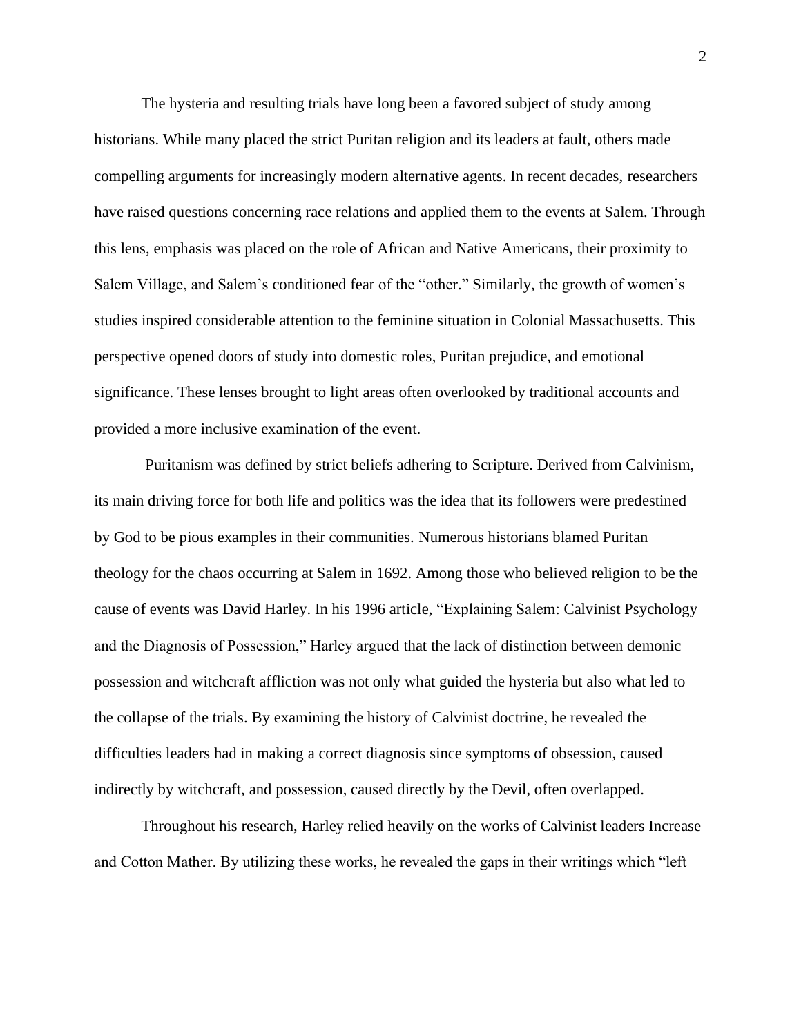The hysteria and resulting trials have long been a favored subject of study among historians. While many placed the strict Puritan religion and its leaders at fault, others made compelling arguments for increasingly modern alternative agents. In recent decades, researchers have raised questions concerning race relations and applied them to the events at Salem. Through this lens, emphasis was placed on the role of African and Native Americans, their proximity to Salem Village, and Salem's conditioned fear of the "other." Similarly, the growth of women's studies inspired considerable attention to the feminine situation in Colonial Massachusetts. This perspective opened doors of study into domestic roles, Puritan prejudice, and emotional significance. These lenses brought to light areas often overlooked by traditional accounts and provided a more inclusive examination of the event.

Puritanism was defined by strict beliefs adhering to Scripture. Derived from Calvinism, its main driving force for both life and politics was the idea that its followers were predestined by God to be pious examples in their communities. Numerous historians blamed Puritan theology for the chaos occurring at Salem in 1692. Among those who believed religion to be the cause of events was David Harley. In his 1996 article, "Explaining Salem: Calvinist Psychology and the Diagnosis of Possession," Harley argued that the lack of distinction between demonic possession and witchcraft affliction was not only what guided the hysteria but also what led to the collapse of the trials. By examining the history of Calvinist doctrine, he revealed the difficulties leaders had in making a correct diagnosis since symptoms of obsession, caused indirectly by witchcraft, and possession, caused directly by the Devil, often overlapped.

Throughout his research, Harley relied heavily on the works of Calvinist leaders Increase and Cotton Mather. By utilizing these works, he revealed the gaps in their writings which "left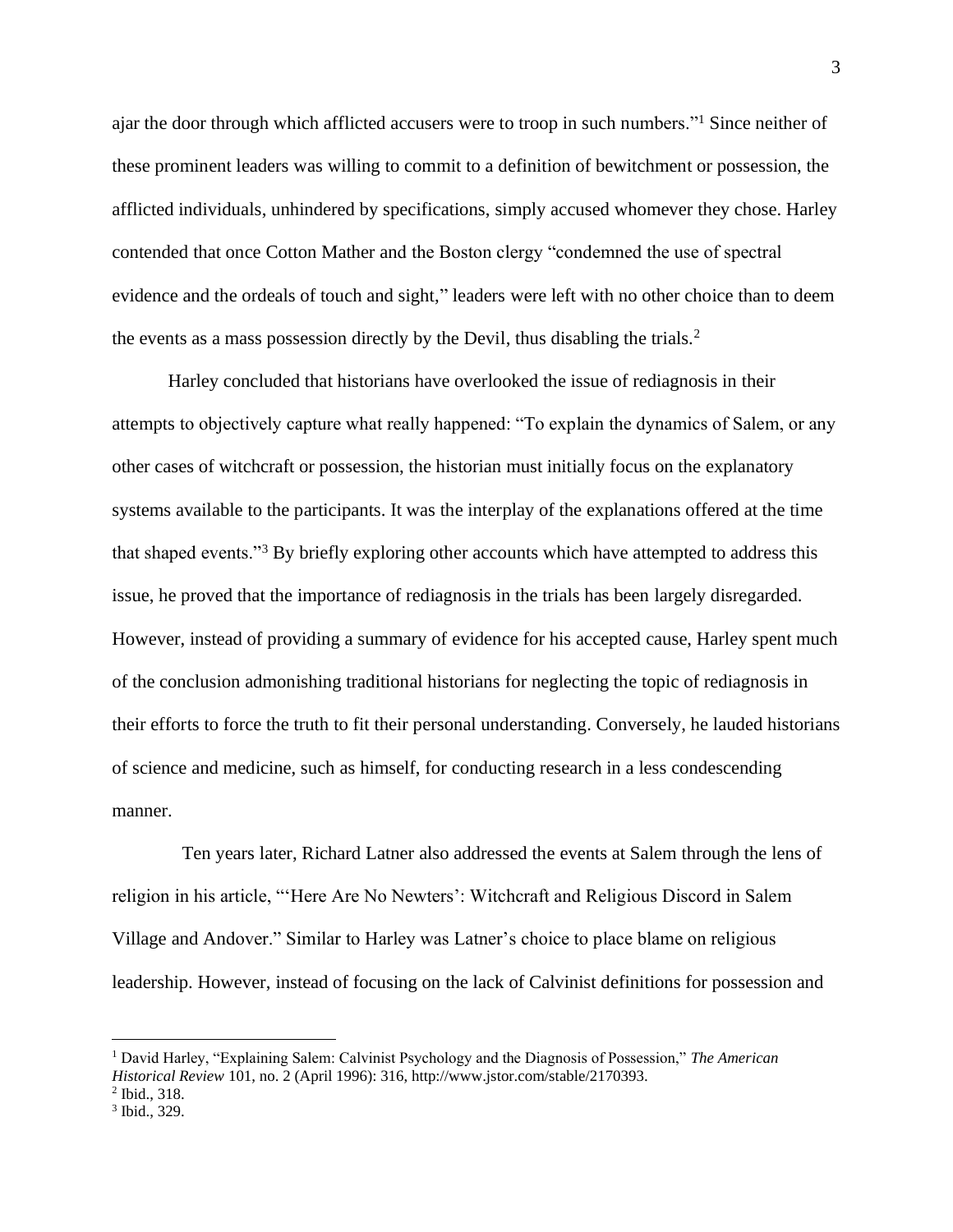ajar the door through which afflicted accusers were to troop in such numbers."[1] Since neither of these prominent leaders was willing to commit to a definition of bewitchment or possession, the afflicted individuals, unhindered by specifications, simply accused whomever they chose. Harley contended that once Cotton Mather and the Boston clergy "condemned the use of spectral evidence and the ordeals of touch and sight," leaders were left with no other choice than to deem the events as a mass possession directly by the Devil, thus disabling the trials.[2]

Harley concluded that historians have overlooked the issue of rediagnosis in their attempts to objectively capture what really happened: "To explain the dynamics of Salem, or any other cases of witchcraft or possession, the historian must initially focus on the explanatory systems available to the participants. It was the interplay of the explanations offered at the time that shaped events."[3] By briefly exploring other accounts which have attempted to address this issue, he proved that the importance of rediagnosis in the trials has been largely disregarded. However, instead of providing a summary of evidence for his accepted cause, Harley spent much of the conclusion admonishing traditional historians for neglecting the topic of rediagnosis in their efforts to force the truth to fit their personal understanding. Conversely, he lauded historians of science and medicine, such as himself, for conducting research in a less condescending manner.

Ten years later, Richard Latner also addressed the events at Salem through the lens of religion in his article, "'Here Are No Newters': Witchcraft and Religious Discord in Salem Village and Andover." Similar to Harley was Latner's choice to place blame on religious leadership. However, instead of focusing on the lack of Calvinist definitions for possession and

---

[1] David Harley, "Explaining Salem: Calvinist Psychology and the Diagnosis of Possession," *The American Historical Review* 101, no. 2 (April 1996): 316, http://www.jstor.com/stable/2170393.

[2] Ibid., 318.

[3] Ibid., 329.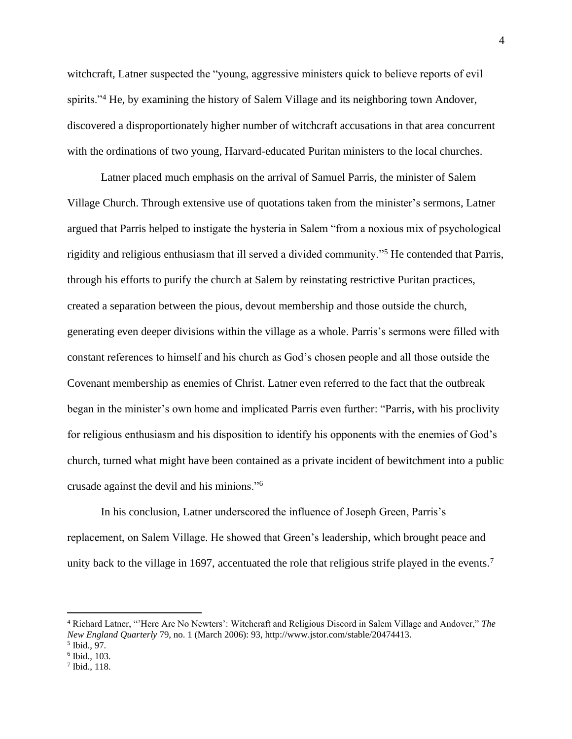witchcraft, Latner suspected the "young, aggressive ministers quick to believe reports of evil spirits."[4] He, by examining the history of Salem Village and its neighboring town Andover, discovered a disproportionately higher number of witchcraft accusations in that area concurrent with the ordinations of two young, Harvard-educated Puritan ministers to the local churches.

Latner placed much emphasis on the arrival of Samuel Parris, the minister of Salem Village Church. Through extensive use of quotations taken from the minister's sermons, Latner argued that Parris helped to instigate the hysteria in Salem "from a noxious mix of psychological rigidity and religious enthusiasm that ill served a divided community."[5] He contended that Parris, through his efforts to purify the church at Salem by reinstating restrictive Puritan practices, created a separation between the pious, devout membership and those outside the church, generating even deeper divisions within the village as a whole. Parris's sermons were filled with constant references to himself and his church as God's chosen people and all those outside the Covenant membership as enemies of Christ. Latner even referred to the fact that the outbreak began in the minister's own home and implicated Parris even further: "Parris, with his proclivity for religious enthusiasm and his disposition to identify his opponents with the enemies of God's church, turned what might have been contained as a private incident of bewitchment into a public crusade against the devil and his minions."[6]

In his conclusion, Latner underscored the influence of Joseph Green, Parris's replacement, on Salem Village. He showed that Green's leadership, which brought peace and unity back to the village in 1697, accentuated the role that religious strife played in the events.[7]

---

[4] Richard Latner, "'Here Are No Newters': Witchcraft and Religious Discord in Salem Village and Andover," *The New England Quarterly* 79, no. 1 (March 2006): 93, http://www.jstor.com/stable/20474413.

[5] Ibid., 97.

[6] Ibid., 103.

[7] Ibid., 118.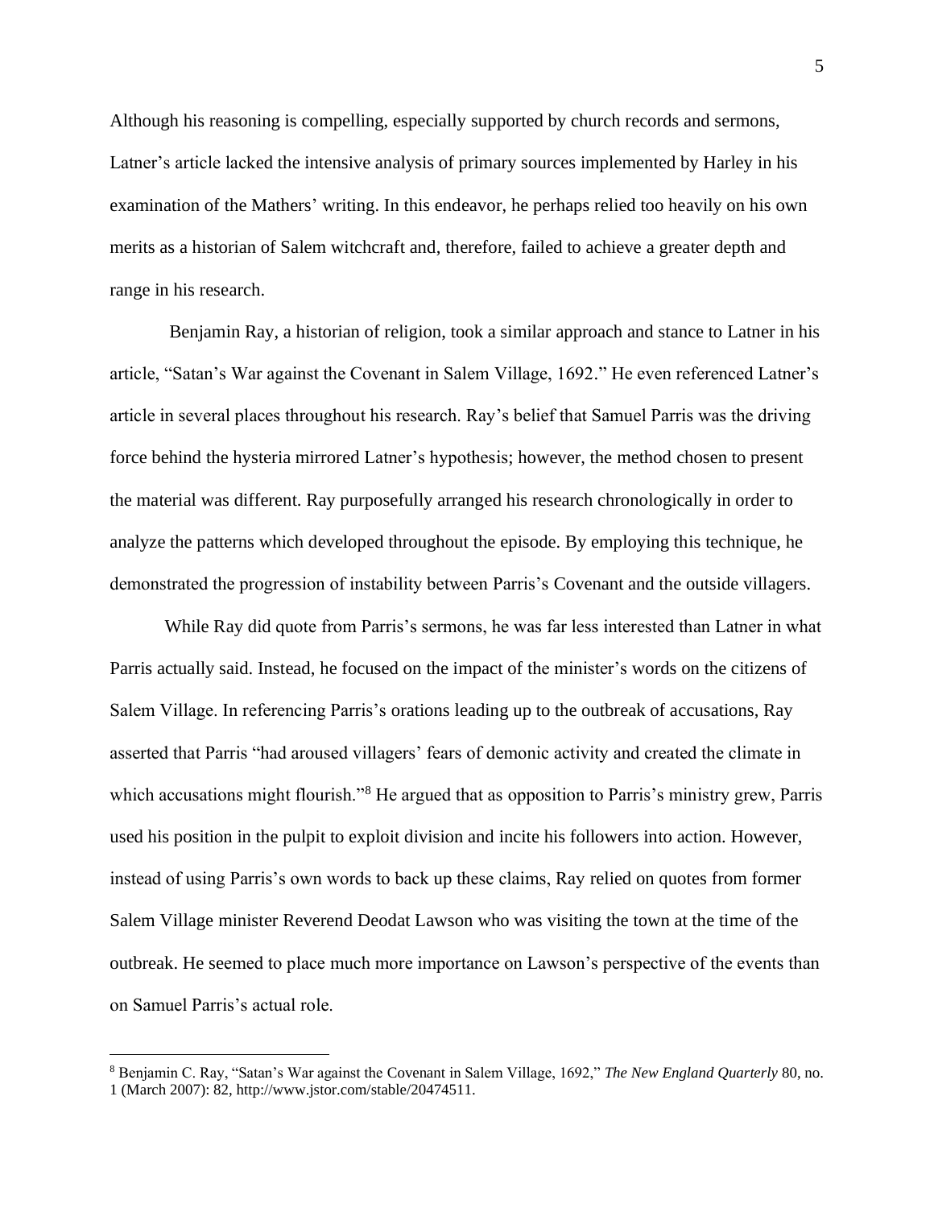Although his reasoning is compelling, especially supported by church records and sermons, Latner's article lacked the intensive analysis of primary sources implemented by Harley in his examination of the Mathers' writing. In this endeavor, he perhaps relied too heavily on his own merits as a historian of Salem witchcraft and, therefore, failed to achieve a greater depth and range in his research.

Benjamin Ray, a historian of religion, took a similar approach and stance to Latner in his article, "Satan's War against the Covenant in Salem Village, 1692." He even referenced Latner's article in several places throughout his research. Ray's belief that Samuel Parris was the driving force behind the hysteria mirrored Latner's hypothesis; however, the method chosen to present the material was different. Ray purposefully arranged his research chronologically in order to analyze the patterns which developed throughout the episode. By employing this technique, he demonstrated the progression of instability between Parris's Covenant and the outside villagers.

While Ray did quote from Parris's sermons, he was far less interested than Latner in what Parris actually said. Instead, he focused on the impact of the minister's words on the citizens of Salem Village. In referencing Parris's orations leading up to the outbreak of accusations, Ray asserted that Parris "had aroused villagers' fears of demonic activity and created the climate in which accusations might flourish."[8] He argued that as opposition to Parris's ministry grew, Parris used his position in the pulpit to exploit division and incite his followers into action. However, instead of using Parris's own words to back up these claims, Ray relied on quotes from former Salem Village minister Reverend Deodat Lawson who was visiting the town at the time of the outbreak. He seemed to place much more importance on Lawson's perspective of the events than on Samuel Parris's actual role.

---

[8] Benjamin C. Ray, "Satan's War against the Covenant in Salem Village, 1692," *The New England Quarterly* 80, no. 1 (March 2007): 82, http://www.jstor.com/stable/20474511.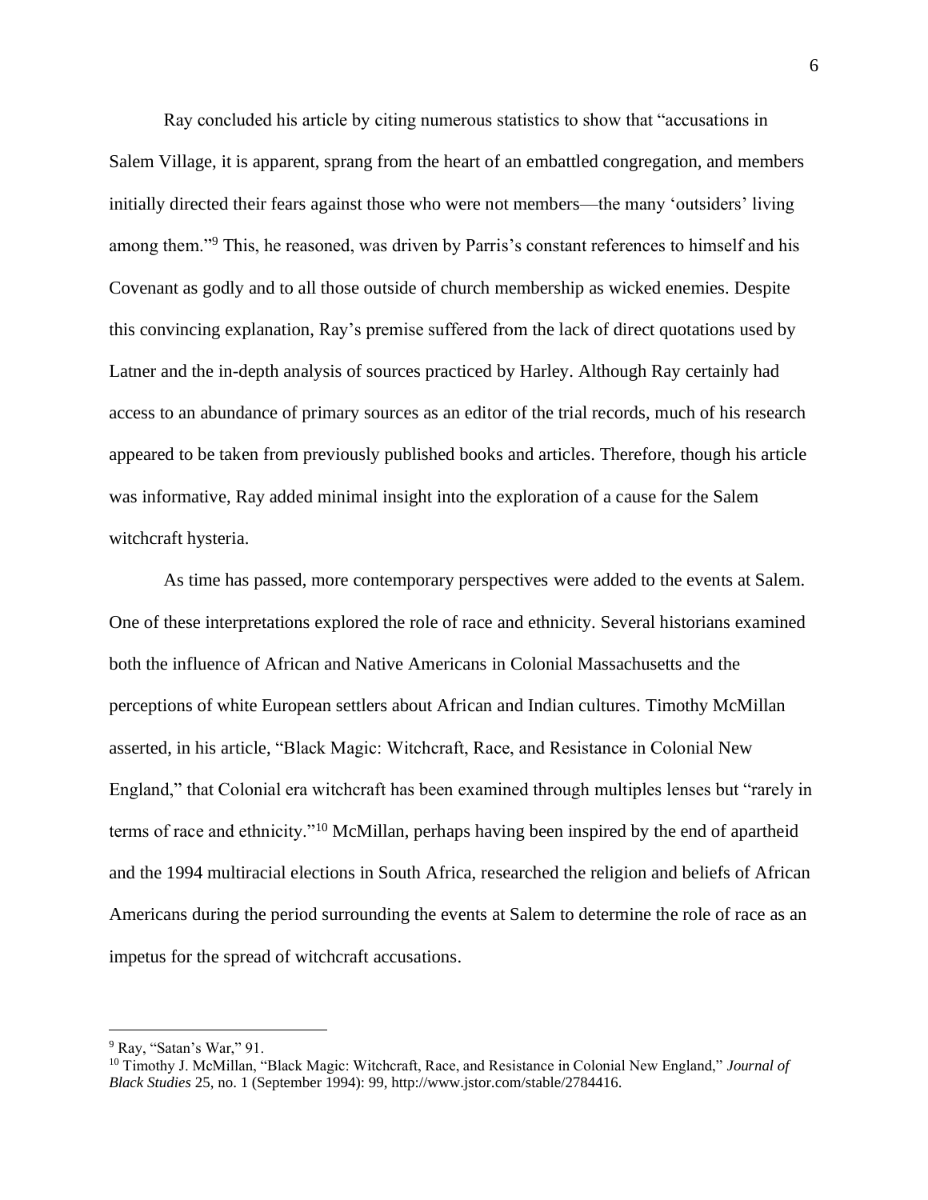Ray concluded his article by citing numerous statistics to show that "accusations in Salem Village, it is apparent, sprang from the heart of an embattled congregation, and members initially directed their fears against those who were not members—the many 'outsiders' living among them."[9] This, he reasoned, was driven by Parris's constant references to himself and his Covenant as godly and to all those outside of church membership as wicked enemies. Despite this convincing explanation, Ray's premise suffered from the lack of direct quotations used by Latner and the in-depth analysis of sources practiced by Harley. Although Ray certainly had access to an abundance of primary sources as an editor of the trial records, much of his research appeared to be taken from previously published books and articles. Therefore, though his article was informative, Ray added minimal insight into the exploration of a cause for the Salem witchcraft hysteria.

As time has passed, more contemporary perspectives were added to the events at Salem. One of these interpretations explored the role of race and ethnicity. Several historians examined both the influence of African and Native Americans in Colonial Massachusetts and the perceptions of white European settlers about African and Indian cultures. Timothy McMillan asserted, in his article, "Black Magic: Witchcraft, Race, and Resistance in Colonial New England," that Colonial era witchcraft has been examined through multiples lenses but "rarely in terms of race and ethnicity."[10] McMillan, perhaps having been inspired by the end of apartheid and the 1994 multiracial elections in South Africa, researched the religion and beliefs of African Americans during the period surrounding the events at Salem to determine the role of race as an impetus for the spread of witchcraft accusations.

---

[9] Ray, "Satan's War," 91.

[10] Timothy J. McMillan, "Black Magic: Witchcraft, Race, and Resistance in Colonial New England," *Journal of Black Studies* 25, no. 1 (September 1994): 99, http://www.jstor.com/stable/2784416.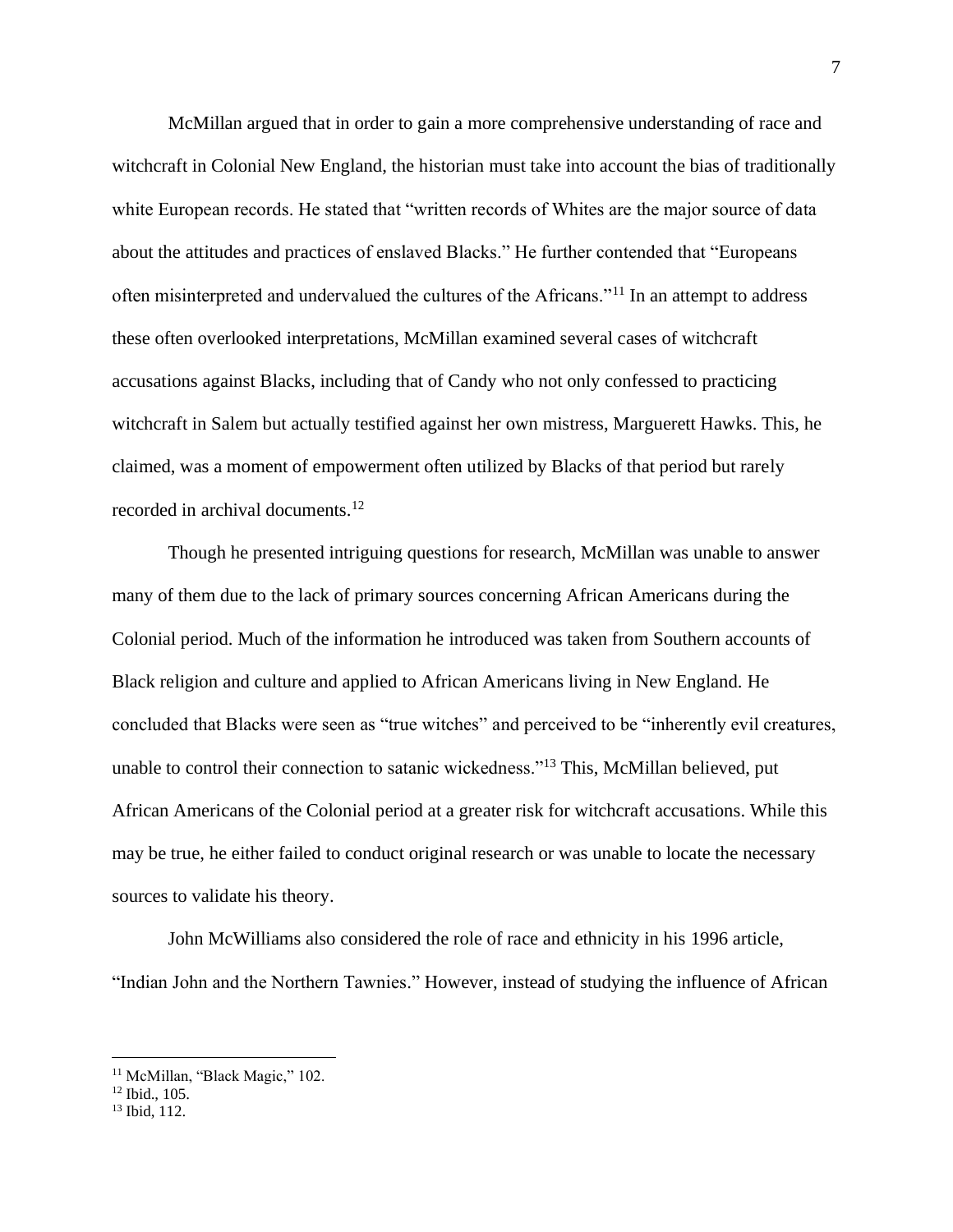McMillan argued that in order to gain a more comprehensive understanding of race and witchcraft in Colonial New England, the historian must take into account the bias of traditionally white European records. He stated that "written records of Whites are the major source of data about the attitudes and practices of enslaved Blacks." He further contended that "Europeans often misinterpreted and undervalued the cultures of the Africans."[11] In an attempt to address these often overlooked interpretations, McMillan examined several cases of witchcraft accusations against Blacks, including that of Candy who not only confessed to practicing witchcraft in Salem but actually testified against her own mistress, Marguerett Hawks. This, he claimed, was a moment of empowerment often utilized by Blacks of that period but rarely recorded in archival documents.[12]

Though he presented intriguing questions for research, McMillan was unable to answer many of them due to the lack of primary sources concerning African Americans during the Colonial period. Much of the information he introduced was taken from Southern accounts of Black religion and culture and applied to African Americans living in New England. He concluded that Blacks were seen as "true witches" and perceived to be "inherently evil creatures, unable to control their connection to satanic wickedness."[13] This, McMillan believed, put African Americans of the Colonial period at a greater risk for witchcraft accusations. While this may be true, he either failed to conduct original research or was unable to locate the necessary sources to validate his theory.

John McWilliams also considered the role of race and ethnicity in his 1996 article, "Indian John and the Northern Tawnies." However, instead of studying the influence of African

---

[11] McMillan, "Black Magic," 102.
[12] Ibid., 105.
[13] Ibid, 112.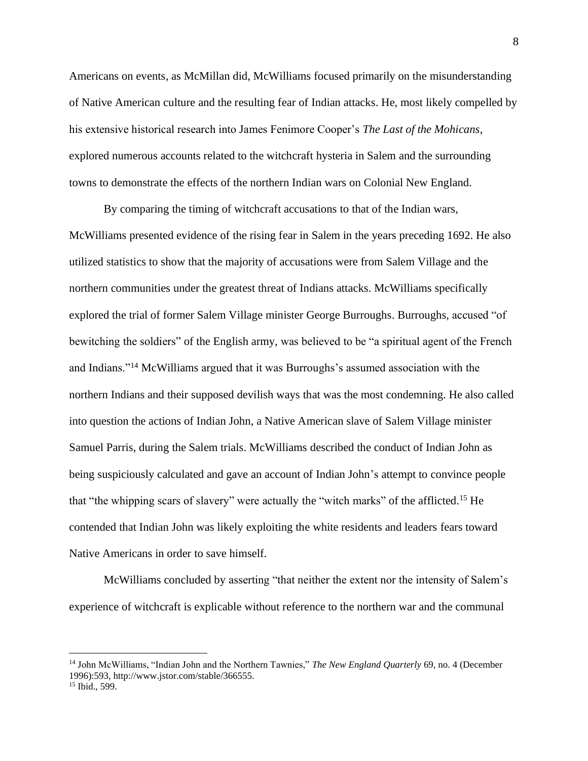Americans on events, as McMillan did, McWilliams focused primarily on the misunderstanding of Native American culture and the resulting fear of Indian attacks. He, most likely compelled by his extensive historical research into James Fenimore Cooper's *The Last of the Mohicans*, explored numerous accounts related to the witchcraft hysteria in Salem and the surrounding towns to demonstrate the effects of the northern Indian wars on Colonial New England.

By comparing the timing of witchcraft accusations to that of the Indian wars, McWilliams presented evidence of the rising fear in Salem in the years preceding 1692. He also utilized statistics to show that the majority of accusations were from Salem Village and the northern communities under the greatest threat of Indians attacks. McWilliams specifically explored the trial of former Salem Village minister George Burroughs. Burroughs, accused "of bewitching the soldiers" of the English army, was believed to be "a spiritual agent of the French and Indians."[14] McWilliams argued that it was Burroughs's assumed association with the northern Indians and their supposed devilish ways that was the most condemning. He also called into question the actions of Indian John, a Native American slave of Salem Village minister Samuel Parris, during the Salem trials. McWilliams described the conduct of Indian John as being suspiciously calculated and gave an account of Indian John's attempt to convince people that "the whipping scars of slavery" were actually the "witch marks" of the afflicted.[15] He contended that Indian John was likely exploiting the white residents and leaders fears toward Native Americans in order to save himself.

McWilliams concluded by asserting "that neither the extent nor the intensity of Salem's experience of witchcraft is explicable without reference to the northern war and the communal

---

[14] John McWilliams, "Indian John and the Northern Tawnies," *The New England Quarterly* 69, no. 4 (December 1996):593, http://www.jstor.com/stable/366555.

[15] Ibid., 599.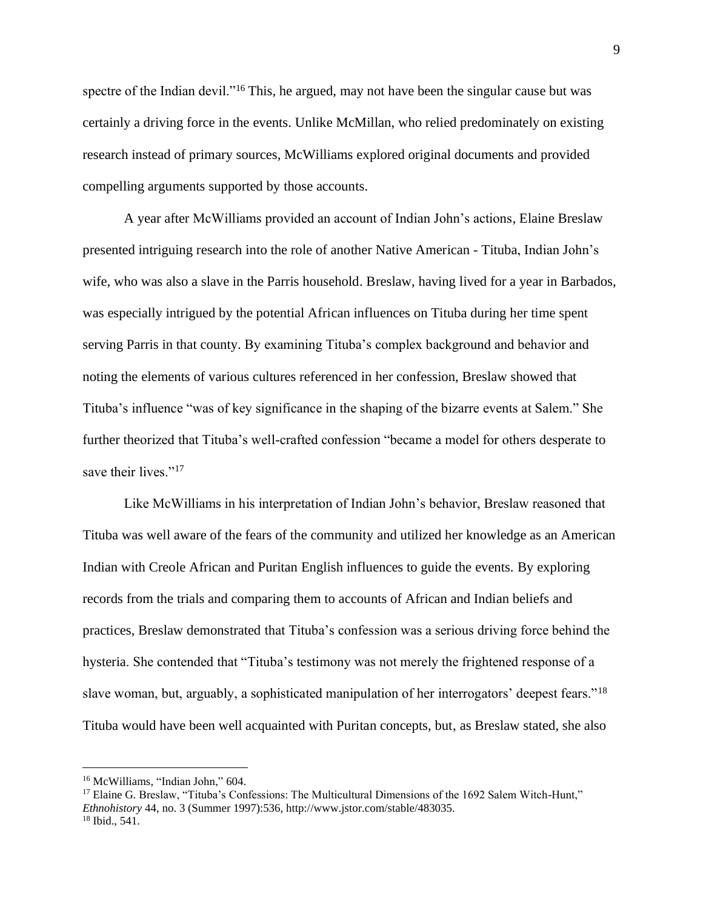spectre of the Indian devil."[16] This, he argued, may not have been the singular cause but was certainly a driving force in the events. Unlike McMillan, who relied predominately on existing research instead of primary sources, McWilliams explored original documents and provided compelling arguments supported by those accounts.

A year after McWilliams provided an account of Indian John's actions, Elaine Breslaw presented intriguing research into the role of another Native American - Tituba, Indian John's wife, who was also a slave in the Parris household. Breslaw, having lived for a year in Barbados, was especially intrigued by the potential African influences on Tituba during her time spent serving Parris in that county. By examining Tituba's complex background and behavior and noting the elements of various cultures referenced in her confession, Breslaw showed that Tituba's influence "was of key significance in the shaping of the bizarre events at Salem." She further theorized that Tituba's well-crafted confession "became a model for others desperate to save their lives."[17]

Like McWilliams in his interpretation of Indian John's behavior, Breslaw reasoned that Tituba was well aware of the fears of the community and utilized her knowledge as an American Indian with Creole African and Puritan English influences to guide the events. By exploring records from the trials and comparing them to accounts of African and Indian beliefs and practices, Breslaw demonstrated that Tituba's confession was a serious driving force behind the hysteria. She contended that "Tituba's testimony was not merely the frightened response of a slave woman, but, arguably, a sophisticated manipulation of her interrogators' deepest fears."[18] Tituba would have been well acquainted with Puritan concepts, but, as Breslaw stated, she also

---

[16] McWilliams, "Indian John," 604.

[17] Elaine G. Breslaw, "Tituba's Confessions: The Multicultural Dimensions of the 1692 Salem Witch-Hunt," *Ethnohistory* 44, no. 3 (Summer 1997):536, http://www.jstor.com/stable/483035.

[18] Ibid., 541.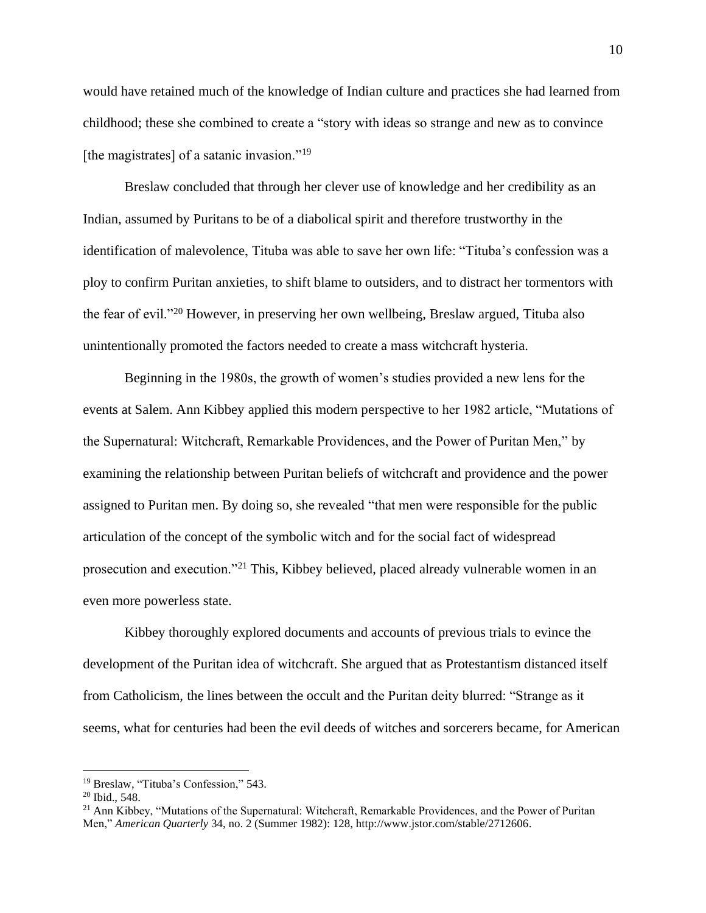would have retained much of the knowledge of Indian culture and practices she had learned from childhood; these she combined to create a "story with ideas so strange and new as to convince [the magistrates] of a satanic invasion."[19]

Breslaw concluded that through her clever use of knowledge and her credibility as an Indian, assumed by Puritans to be of a diabolical spirit and therefore trustworthy in the identification of malevolence, Tituba was able to save her own life: "Tituba's confession was a ploy to confirm Puritan anxieties, to shift blame to outsiders, and to distract her tormentors with the fear of evil."[20] However, in preserving her own wellbeing, Breslaw argued, Tituba also unintentionally promoted the factors needed to create a mass witchcraft hysteria.

Beginning in the 1980s, the growth of women's studies provided a new lens for the events at Salem. Ann Kibbey applied this modern perspective to her 1982 article, "Mutations of the Supernatural: Witchcraft, Remarkable Providences, and the Power of Puritan Men," by examining the relationship between Puritan beliefs of witchcraft and providence and the power assigned to Puritan men. By doing so, she revealed "that men were responsible for the public articulation of the concept of the symbolic witch and for the social fact of widespread prosecution and execution."[21] This, Kibbey believed, placed already vulnerable women in an even more powerless state.

Kibbey thoroughly explored documents and accounts of previous trials to evince the development of the Puritan idea of witchcraft. She argued that as Protestantism distanced itself from Catholicism, the lines between the occult and the Puritan deity blurred: "Strange as it seems, what for centuries had been the evil deeds of witches and sorcerers became, for American

---

[19] Breslaw, "Tituba's Confession," 543.

[20] Ibid., 548.

[21] Ann Kibbey, "Mutations of the Supernatural: Witchcraft, Remarkable Providences, and the Power of Puritan Men," *American Quarterly* 34, no. 2 (Summer 1982): 128, http://www.jstor.com/stable/2712606.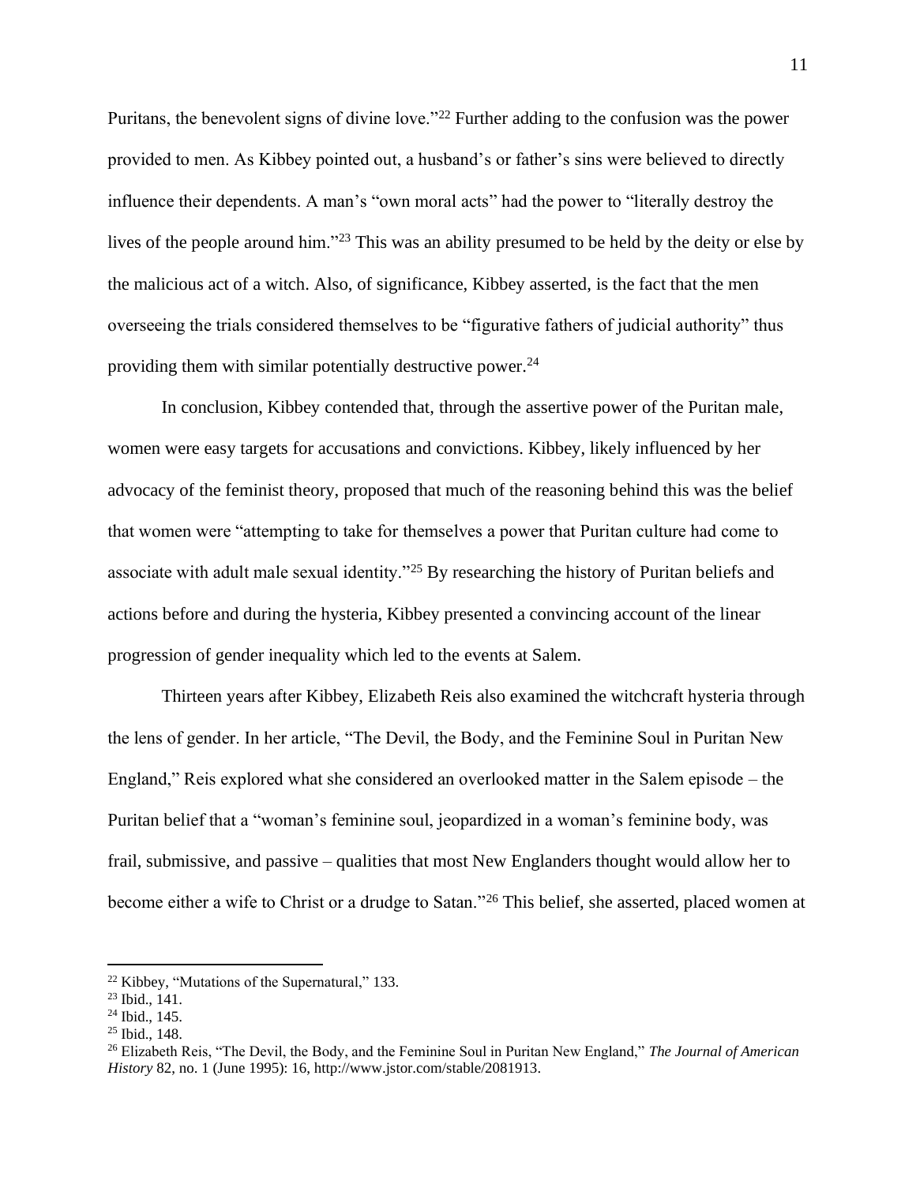Puritans, the benevolent signs of divine love."[22] Further adding to the confusion was the power provided to men. As Kibbey pointed out, a husband's or father's sins were believed to directly influence their dependents. A man's "own moral acts" had the power to "literally destroy the lives of the people around him."[23] This was an ability presumed to be held by the deity or else by the malicious act of a witch. Also, of significance, Kibbey asserted, is the fact that the men overseeing the trials considered themselves to be "figurative fathers of judicial authority" thus providing them with similar potentially destructive power.[24]

In conclusion, Kibbey contended that, through the assertive power of the Puritan male, women were easy targets for accusations and convictions. Kibbey, likely influenced by her advocacy of the feminist theory, proposed that much of the reasoning behind this was the belief that women were "attempting to take for themselves a power that Puritan culture had come to associate with adult male sexual identity."[25] By researching the history of Puritan beliefs and actions before and during the hysteria, Kibbey presented a convincing account of the linear progression of gender inequality which led to the events at Salem.

Thirteen years after Kibbey, Elizabeth Reis also examined the witchcraft hysteria through the lens of gender. In her article, "The Devil, the Body, and the Feminine Soul in Puritan New England," Reis explored what she considered an overlooked matter in the Salem episode – the Puritan belief that a "woman's feminine soul, jeopardized in a woman's feminine body, was frail, submissive, and passive – qualities that most New Englanders thought would allow her to become either a wife to Christ or a drudge to Satan."[26] This belief, she asserted, placed women at

---

[22] Kibbey, "Mutations of the Supernatural," 133.

[23] Ibid., 141.

[24] Ibid., 145.

[25] Ibid., 148.

[26] Elizabeth Reis, "The Devil, the Body, and the Feminine Soul in Puritan New England," *The Journal of American History* 82, no. 1 (June 1995): 16, http://www.jstor.com/stable/2081913.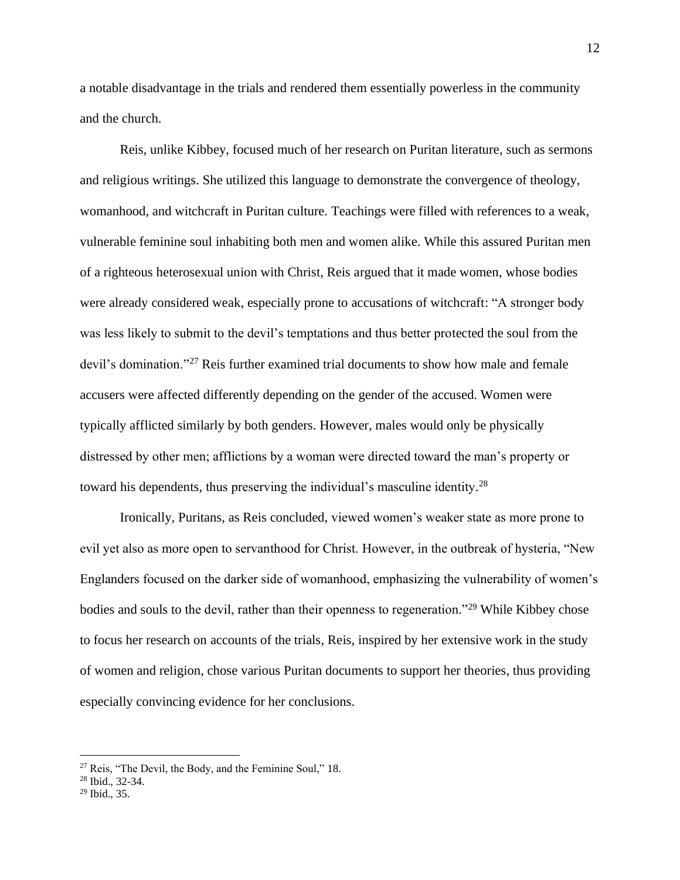a notable disadvantage in the trials and rendered them essentially powerless in the community and the church.

Reis, unlike Kibbey, focused much of her research on Puritan literature, such as sermons and religious writings. She utilized this language to demonstrate the convergence of theology, womanhood, and witchcraft in Puritan culture. Teachings were filled with references to a weak, vulnerable feminine soul inhabiting both men and women alike. While this assured Puritan men of a righteous heterosexual union with Christ, Reis argued that it made women, whose bodies were already considered weak, especially prone to accusations of witchcraft: "A stronger body was less likely to submit to the devil's temptations and thus better protected the soul from the devil's domination."[27] Reis further examined trial documents to show how male and female accusers were affected differently depending on the gender of the accused. Women were typically afflicted similarly by both genders. However, males would only be physically distressed by other men; afflictions by a woman were directed toward the man's property or toward his dependents, thus preserving the individual's masculine identity.[28]

Ironically, Puritans, as Reis concluded, viewed women's weaker state as more prone to evil yet also as more open to servanthood for Christ. However, in the outbreak of hysteria, "New Englanders focused on the darker side of womanhood, emphasizing the vulnerability of women's bodies and souls to the devil, rather than their openness to regeneration."[29] While Kibbey chose to focus her research on accounts of the trials, Reis, inspired by her extensive work in the study of women and religion, chose various Puritan documents to support her theories, thus providing especially convincing evidence for her conclusions.

---

[27] Reis, "The Devil, the Body, and the Feminine Soul," 18.
[28] Ibid., 32-34.
[29] Ibid., 35.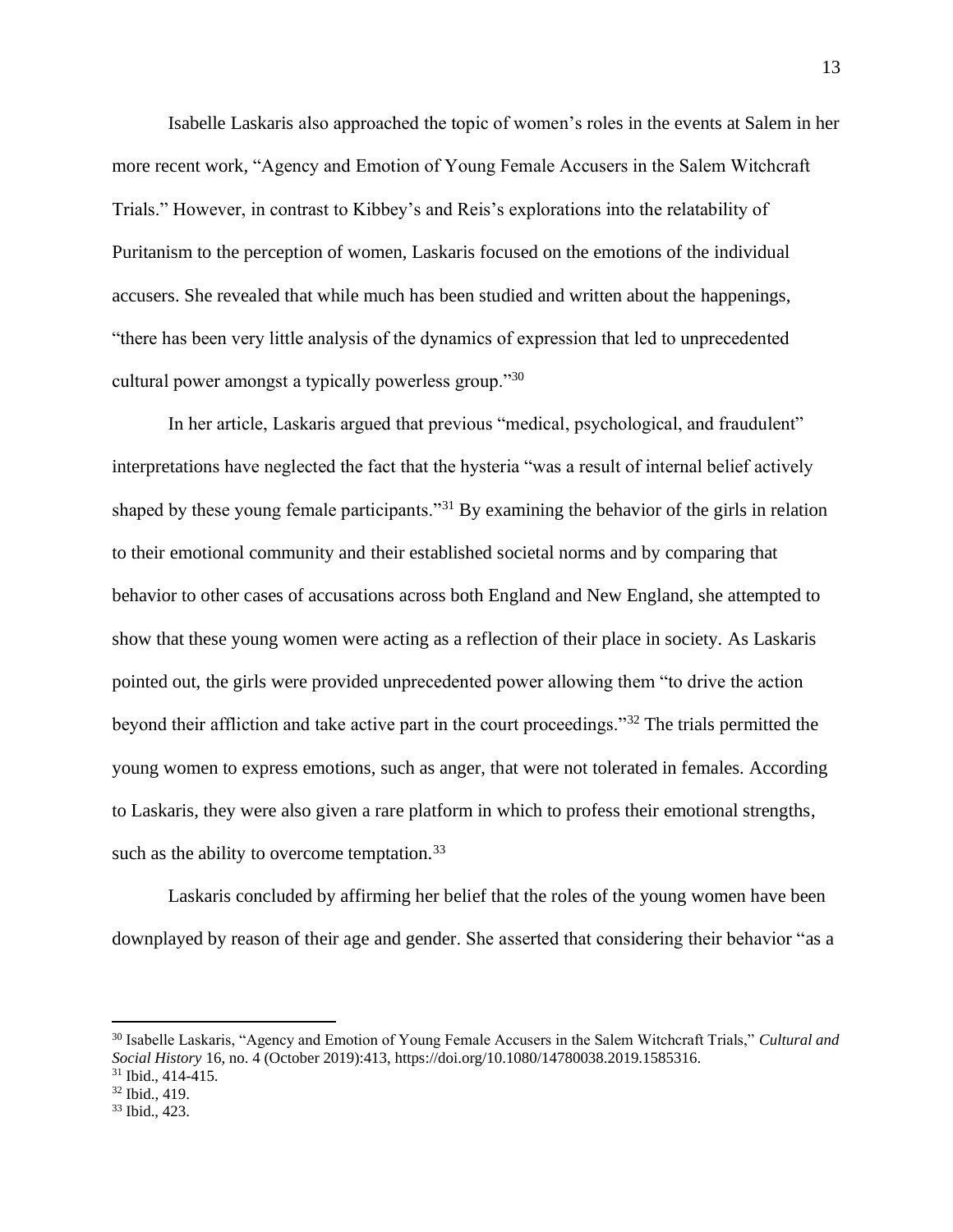Isabelle Laskaris also approached the topic of women's roles in the events at Salem in her more recent work, "Agency and Emotion of Young Female Accusers in the Salem Witchcraft Trials." However, in contrast to Kibbey's and Reis's explorations into the relatability of Puritanism to the perception of women, Laskaris focused on the emotions of the individual accusers. She revealed that while much has been studied and written about the happenings, "there has been very little analysis of the dynamics of expression that led to unprecedented cultural power amongst a typically powerless group."[30]

In her article, Laskaris argued that previous "medical, psychological, and fraudulent" interpretations have neglected the fact that the hysteria "was a result of internal belief actively shaped by these young female participants."[31] By examining the behavior of the girls in relation to their emotional community and their established societal norms and by comparing that behavior to other cases of accusations across both England and New England, she attempted to show that these young women were acting as a reflection of their place in society. As Laskaris pointed out, the girls were provided unprecedented power allowing them "to drive the action beyond their affliction and take active part in the court proceedings."[32] The trials permitted the young women to express emotions, such as anger, that were not tolerated in females. According to Laskaris, they were also given a rare platform in which to profess their emotional strengths, such as the ability to overcome temptation.[33]

Laskaris concluded by affirming her belief that the roles of the young women have been downplayed by reason of their age and gender. She asserted that considering their behavior "as a

---

[30] Isabelle Laskaris, "Agency and Emotion of Young Female Accusers in the Salem Witchcraft Trials," *Cultural and Social History* 16, no. 4 (October 2019):413, https://doi.org/10.1080/14780038.2019.1585316.

[31] Ibid., 414-415.

[32] Ibid., 419.

[33] Ibid., 423.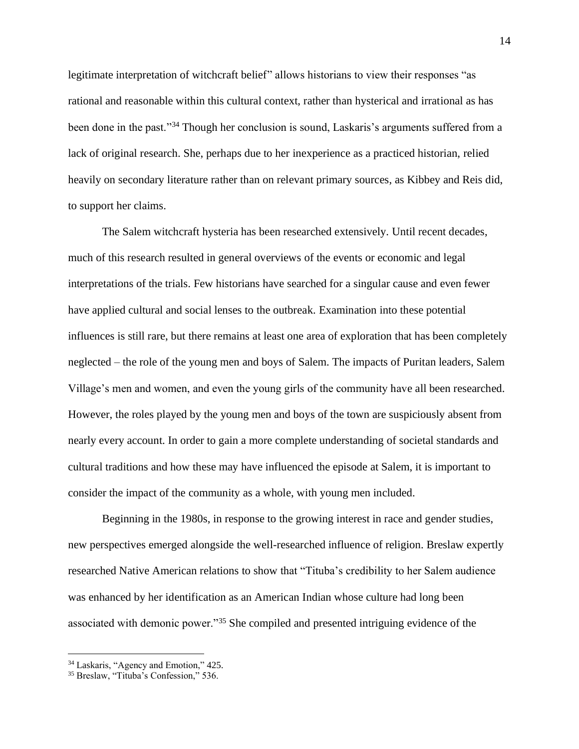legitimate interpretation of witchcraft belief" allows historians to view their responses "as rational and reasonable within this cultural context, rather than hysterical and irrational as has been done in the past."[34] Though her conclusion is sound, Laskaris's arguments suffered from a lack of original research. She, perhaps due to her inexperience as a practiced historian, relied heavily on secondary literature rather than on relevant primary sources, as Kibbey and Reis did, to support her claims.

The Salem witchcraft hysteria has been researched extensively. Until recent decades, much of this research resulted in general overviews of the events or economic and legal interpretations of the trials. Few historians have searched for a singular cause and even fewer have applied cultural and social lenses to the outbreak. Examination into these potential influences is still rare, but there remains at least one area of exploration that has been completely neglected – the role of the young men and boys of Salem. The impacts of Puritan leaders, Salem Village's men and women, and even the young girls of the community have all been researched. However, the roles played by the young men and boys of the town are suspiciously absent from nearly every account. In order to gain a more complete understanding of societal standards and cultural traditions and how these may have influenced the episode at Salem, it is important to consider the impact of the community as a whole, with young men included.

Beginning in the 1980s, in response to the growing interest in race and gender studies, new perspectives emerged alongside the well-researched influence of religion. Breslaw expertly researched Native American relations to show that "Tituba's credibility to her Salem audience was enhanced by her identification as an American Indian whose culture had long been associated with demonic power."[35] She compiled and presented intriguing evidence of the

---

[34] Laskaris, "Agency and Emotion," 425.

[35] Breslaw, "Tituba's Confession," 536.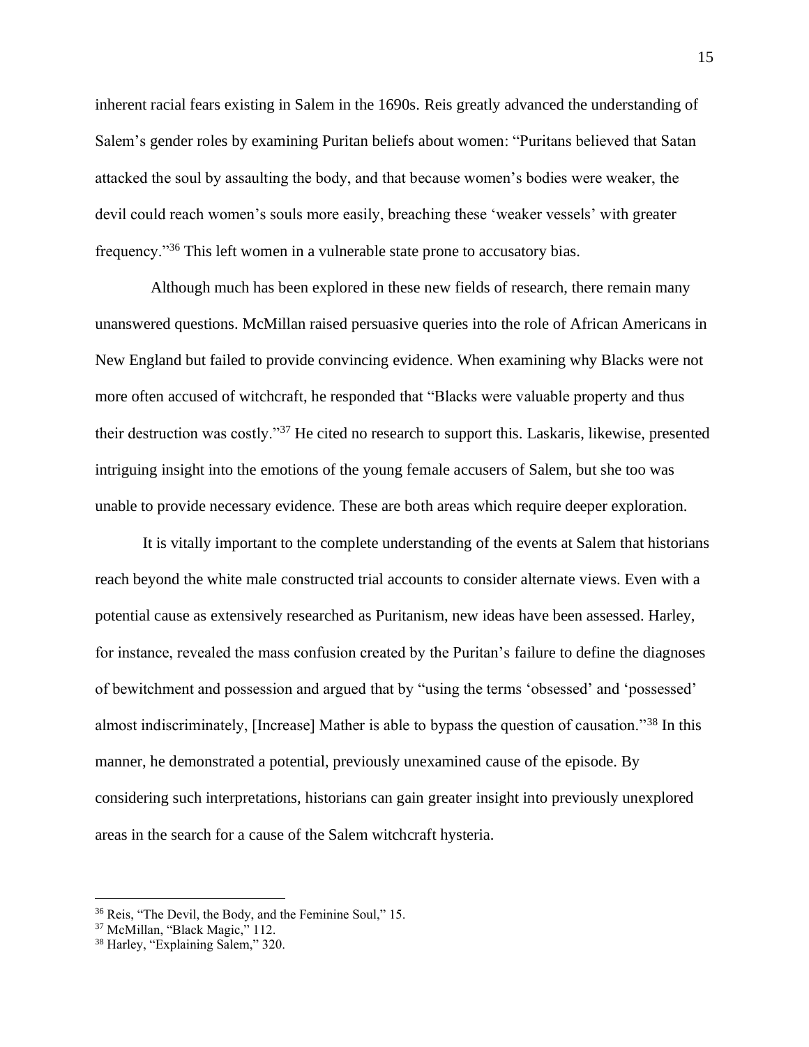inherent racial fears existing in Salem in the 1690s. Reis greatly advanced the understanding of Salem's gender roles by examining Puritan beliefs about women: "Puritans believed that Satan attacked the soul by assaulting the body, and that because women's bodies were weaker, the devil could reach women's souls more easily, breaching these 'weaker vessels' with greater frequency."[36] This left women in a vulnerable state prone to accusatory bias.

Although much has been explored in these new fields of research, there remain many unanswered questions. McMillan raised persuasive queries into the role of African Americans in New England but failed to provide convincing evidence. When examining why Blacks were not more often accused of witchcraft, he responded that "Blacks were valuable property and thus their destruction was costly."[37] He cited no research to support this. Laskaris, likewise, presented intriguing insight into the emotions of the young female accusers of Salem, but she too was unable to provide necessary evidence. These are both areas which require deeper exploration.

It is vitally important to the complete understanding of the events at Salem that historians reach beyond the white male constructed trial accounts to consider alternate views. Even with a potential cause as extensively researched as Puritanism, new ideas have been assessed. Harley, for instance, revealed the mass confusion created by the Puritan's failure to define the diagnoses of bewitchment and possession and argued that by "using the terms 'obsessed' and 'possessed' almost indiscriminately, [Increase] Mather is able to bypass the question of causation."[38] In this manner, he demonstrated a potential, previously unexamined cause of the episode. By considering such interpretations, historians can gain greater insight into previously unexplored areas in the search for a cause of the Salem witchcraft hysteria.

---

[36] Reis, "The Devil, the Body, and the Feminine Soul," 15.

[37] McMillan, "Black Magic," 112.

[38] Harley, "Explaining Salem," 320.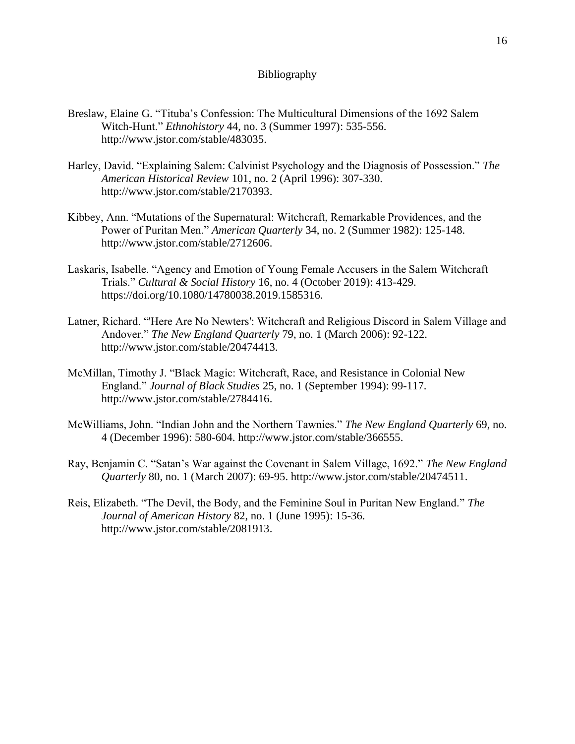# Bibliography

Breslaw, Elaine G. "Tituba's Confession: The Multicultural Dimensions of the 1692 Salem Witch-Hunt." *Ethnohistory* 44, no. 3 (Summer 1997): 535-556. http://www.jstor.com/stable/483035.

Harley, David. "Explaining Salem: Calvinist Psychology and the Diagnosis of Possession." *The American Historical Review* 101, no. 2 (April 1996): 307-330. http://www.jstor.com/stable/2170393.

Kibbey, Ann. "Mutations of the Supernatural: Witchcraft, Remarkable Providences, and the Power of Puritan Men." *American Quarterly* 34, no. 2 (Summer 1982): 125-148. http://www.jstor.com/stable/2712606.

Laskaris, Isabelle. "Agency and Emotion of Young Female Accusers in the Salem Witchcraft Trials." *Cultural & Social History* 16, no. 4 (October 2019): 413-429. https://doi.org/10.1080/14780038.2019.1585316.

Latner, Richard. "'Here Are No Newters': Witchcraft and Religious Discord in Salem Village and Andover." *The New England Quarterly* 79, no. 1 (March 2006): 92-122. http://www.jstor.com/stable/20474413.

McMillan, Timothy J. "Black Magic: Witchcraft, Race, and Resistance in Colonial New England." *Journal of Black Studies* 25, no. 1 (September 1994): 99-117. http://www.jstor.com/stable/2784416.

McWilliams, John. "Indian John and the Northern Tawnies." *The New England Quarterly* 69, no. 4 (December 1996): 580-604. http://www.jstor.com/stable/366555.

Ray, Benjamin C. "Satan's War against the Covenant in Salem Village, 1692." *The New England Quarterly* 80, no. 1 (March 2007): 69-95. http://www.jstor.com/stable/20474511.

Reis, Elizabeth. "The Devil, the Body, and the Feminine Soul in Puritan New England." *The Journal of American History* 82, no. 1 (June 1995): 15-36. http://www.jstor.com/stable/2081913.